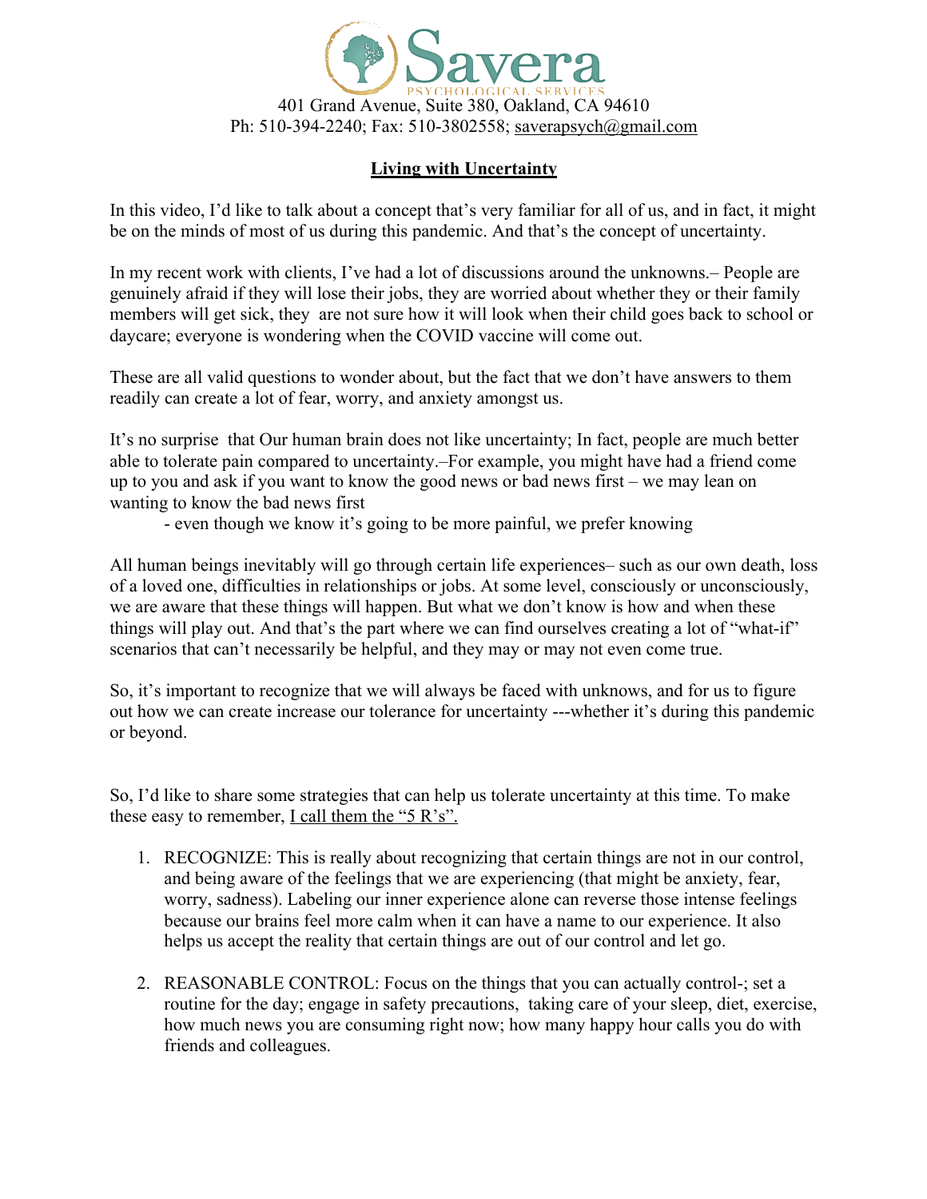Savera

PSYCHOLOGICAL SERVICES

401 Grand Avenue, Suite 380, Oakland, CA 94610
Ph: 510-394-2240; Fax: 510-3802558; saverapsych@gmail.com

## Living with Uncertainty

In this video, I'd like to talk about a concept that's very familiar for all of us, and in fact, it might be on the minds of most of us during this pandemic. And that's the concept of uncertainty.

In my recent work with clients, I've had a lot of discussions around the unknowns.– People are genuinely afraid if they will lose their jobs, they are worried about whether they or their family members will get sick, they are not sure how it will look when their child goes back to school or daycare; everyone is wondering when the COVID vaccine will come out.

These are all valid questions to wonder about, but the fact that we don't have answers to them readily can create a lot of fear, worry, and anxiety amongst us.

It's no surprise that Our human brain does not like uncertainty; In fact, people are much better able to tolerate pain compared to uncertainty.–For example, you might have had a friend come up to you and ask if you want to know the good news or bad news first – we may lean on wanting to know the bad news first

- even though we know it's going to be more painful, we prefer knowing

All human beings inevitably will go through certain life experiences– such as our own death, loss of a loved one, difficulties in relationships or jobs. At some level, consciously or unconsciously, we are aware that these things will happen. But what we don't know is how and when these things will play out. And that's the part where we can find ourselves creating a lot of "what-if" scenarios that can't necessarily be helpful, and they may or may not even come true.

So, it's important to recognize that we will always be faced with unknows, and for us to figure out how we can create increase our tolerance for uncertainty ---whether it's during this pandemic or beyond.

So, I'd like to share some strategies that can help us tolerate uncertainty at this time. To make these easy to remember, <u>I call them the "5 R's".</u>

1. RECOGNIZE: This is really about recognizing that certain things are not in our control, and being aware of the feelings that we are experiencing (that might be anxiety, fear, worry, sadness). Labeling our inner experience alone can reverse those intense feelings because our brains feel more calm when it can have a name to our experience. It also helps us accept the reality that certain things are out of our control and let go.

2. REASONABLE CONTROL: Focus on the things that you can actually control-; set a routine for the day; engage in safety precautions, taking care of your sleep, diet, exercise, how much news you are consuming right now; how many happy hour calls you do with friends and colleagues.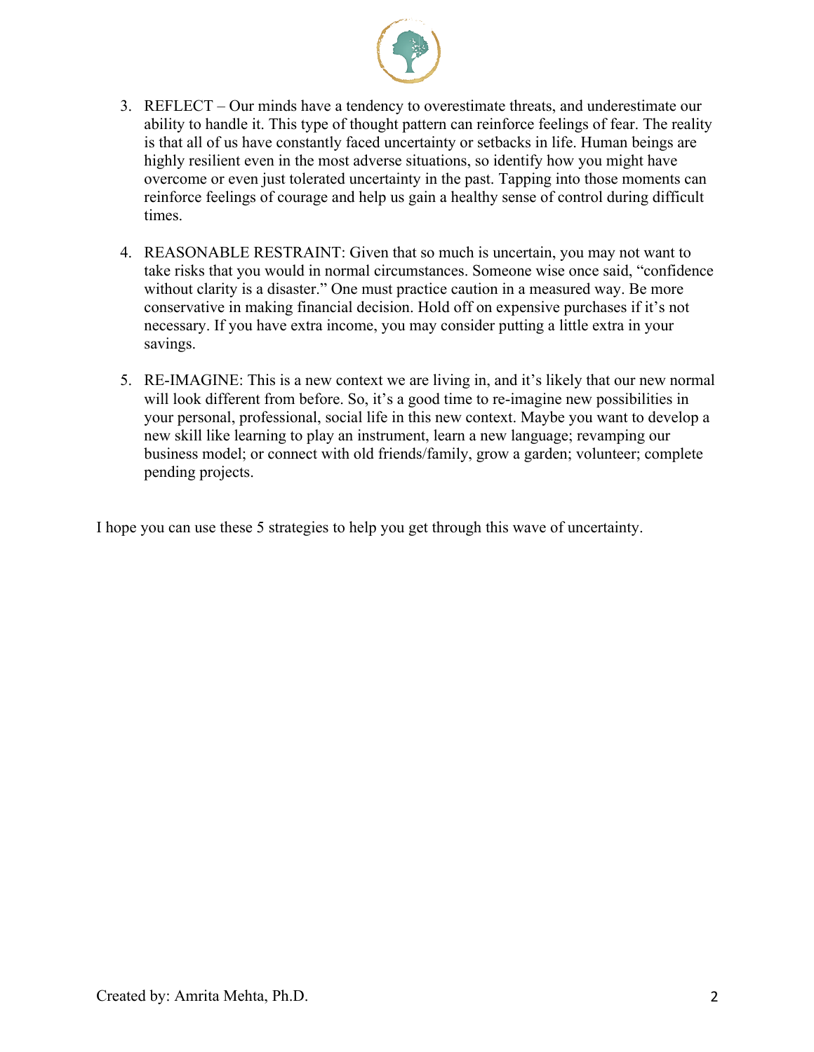3. REFLECT – Our minds have a tendency to overestimate threats, and underestimate our ability to handle it. This type of thought pattern can reinforce feelings of fear. The reality is that all of us have constantly faced uncertainty or setbacks in life. Human beings are highly resilient even in the most adverse situations, so identify how you might have overcome or even just tolerated uncertainty in the past. Tapping into those moments can reinforce feelings of courage and help us gain a healthy sense of control during difficult times.

4. REASONABLE RESTRAINT: Given that so much is uncertain, you may not want to take risks that you would in normal circumstances. Someone wise once said, "confidence without clarity is a disaster." One must practice caution in a measured way. Be more conservative in making financial decision. Hold off on expensive purchases if it's not necessary. If you have extra income, you may consider putting a little extra in your savings.

5. RE-IMAGINE: This is a new context we are living in, and it's likely that our new normal will look different from before. So, it's a good time to re-imagine new possibilities in your personal, professional, social life in this new context. Maybe you want to develop a new skill like learning to play an instrument, learn a new language; revamping our business model; or connect with old friends/family, grow a garden; volunteer; complete pending projects.

I hope you can use these 5 strategies to help you get through this wave of uncertainty.

Created by: Amrita Mehta, Ph.D.